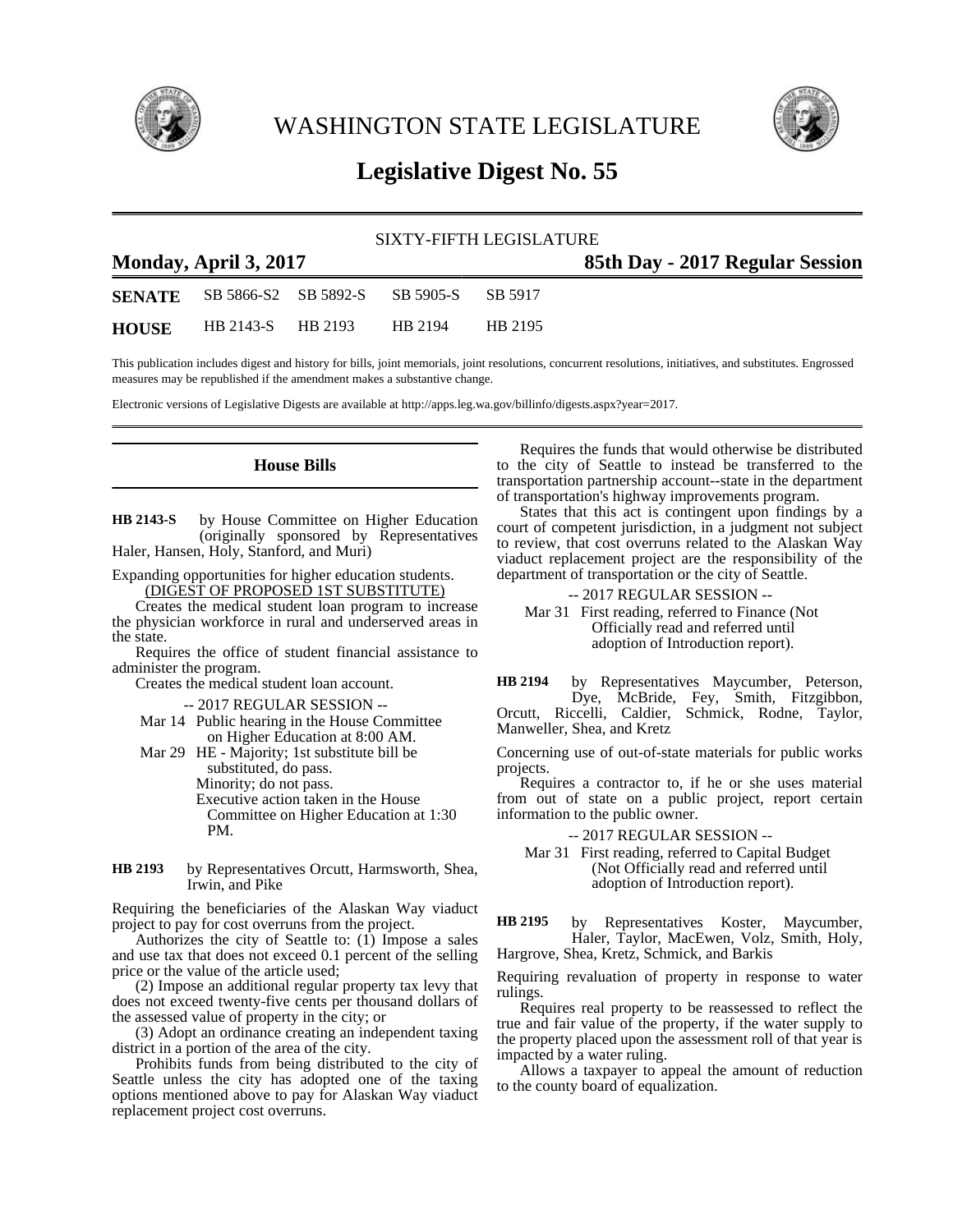# WASHINGTON STATE LEGISLATURE

# Legislative Digest No. 55

SIXTY-FIFTH LEGISLATURE

**Monday, April 3, 2017** — **85th Day - 2017 Regular Session**

| | | | | |
|---|---|---|---|---|
| **SENATE** | SB 5866-S2 | SB 5892-S | SB 5905-S | SB 5917 |
| **HOUSE** | HB 2143-S | HB 2193 | HB 2194 | HB 2195 |

This publication includes digest and history for bills, joint memorials, joint resolutions, concurrent resolutions, initiatives, and substitutes. Engrossed measures may be republished if the amendment makes a substantive change.

Electronic versions of Legislative Digests are available at http://apps.leg.wa.gov/billinfo/digests.aspx?year=2017.

## House Bills

**HB 2143-S** by House Committee on Higher Education (originally sponsored by Representatives Haler, Hansen, Holy, Stanford, and Muri)

Expanding opportunities for higher education students.

(DIGEST OF PROPOSED 1ST SUBSTITUTE)

Creates the medical student loan program to increase the physician workforce in rural and underserved areas in the state.

Requires the office of student financial assistance to administer the program.

Creates the medical student loan account.

-- 2017 REGULAR SESSION --

Mar 14 Public hearing in the House Committee on Higher Education at 8:00 AM.

Mar 29 HE - Majority; 1st substitute bill be substituted, do pass.
Minority; do not pass.
Executive action taken in the House Committee on Higher Education at 1:30 PM.

**HB 2193** by Representatives Orcutt, Harmsworth, Shea, Irwin, and Pike

Requiring the beneficiaries of the Alaskan Way viaduct project to pay for cost overruns from the project.

Authorizes the city of Seattle to: (1) Impose a sales and use tax that does not exceed 0.1 percent of the selling price or the value of the article used;

(2) Impose an additional regular property tax levy that does not exceed twenty-five cents per thousand dollars of the assessed value of property in the city; or

(3) Adopt an ordinance creating an independent taxing district in a portion of the area of the city.

Prohibits funds from being distributed to the city of Seattle unless the city has adopted one of the taxing options mentioned above to pay for Alaskan Way viaduct replacement project cost overruns.

Requires the funds that would otherwise be distributed to the city of Seattle to instead be transferred to the transportation partnership account--state in the department of transportation's highway improvements program.

States that this act is contingent upon findings by a court of competent jurisdiction, in a judgment not subject to review, that cost overruns related to the Alaskan Way viaduct replacement project are the responsibility of the department of transportation or the city of Seattle.

-- 2017 REGULAR SESSION --

Mar 31 First reading, referred to Finance (Not Officially read and referred until adoption of Introduction report).

**HB 2194** by Representatives Maycumber, Peterson, Dye, McBride, Fey, Smith, Fitzgibbon, Orcutt, Riccelli, Caldier, Schmick, Rodne, Taylor, Manweller, Shea, and Kretz

Concerning use of out-of-state materials for public works projects.

Requires a contractor to, if he or she uses material from out of state on a public project, report certain information to the public owner.

-- 2017 REGULAR SESSION --

Mar 31 First reading, referred to Capital Budget (Not Officially read and referred until adoption of Introduction report).

**HB 2195** by Representatives Koster, Maycumber, Haler, Taylor, MacEwen, Volz, Smith, Holy, Hargrove, Shea, Kretz, Schmick, and Barkis

Requiring revaluation of property in response to water rulings.

Requires real property to be reassessed to reflect the true and fair value of the property, if the water supply to the property placed upon the assessment roll of that year is impacted by a water ruling.

Allows a taxpayer to appeal the amount of reduction to the county board of equalization.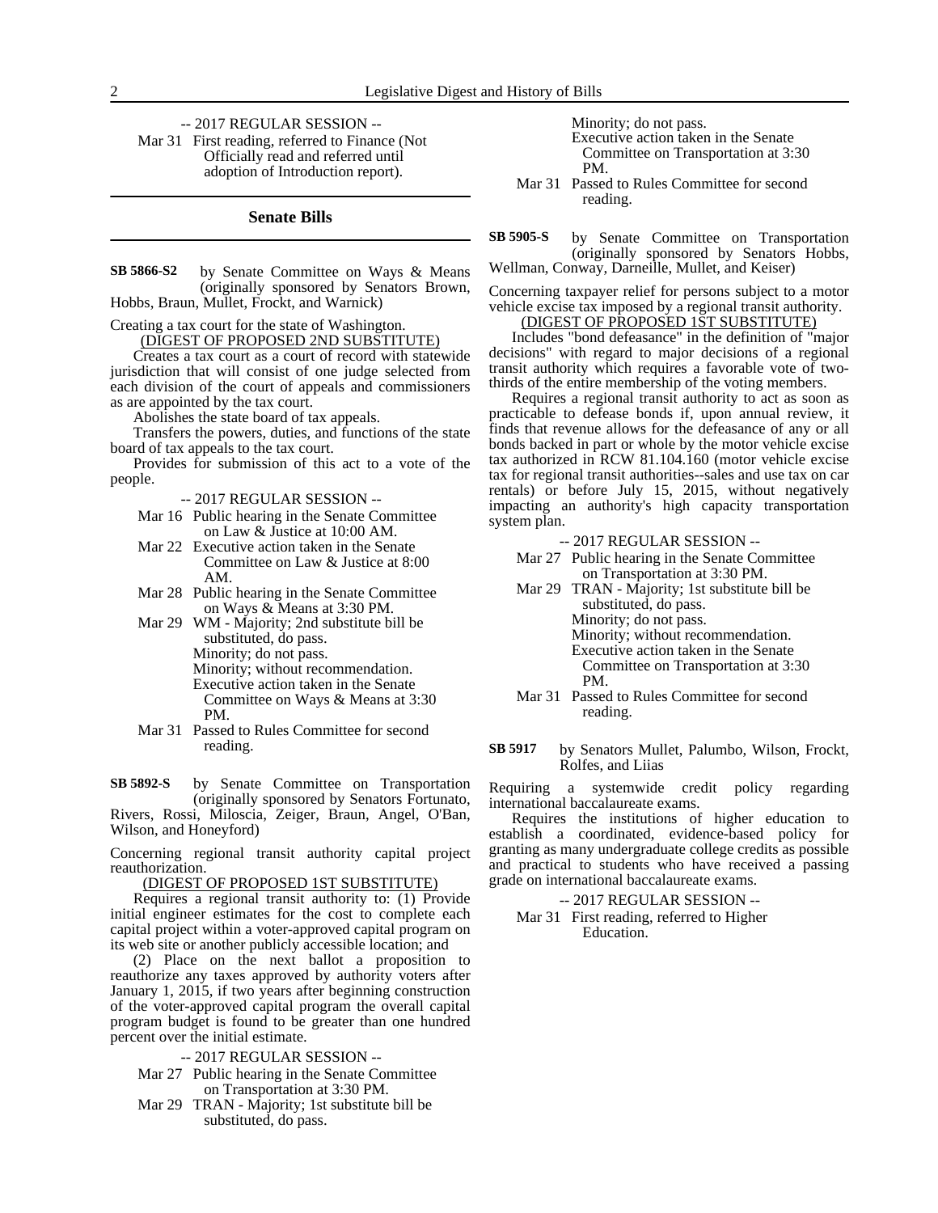-- 2017 REGULAR SESSION --

Mar 31 First reading, referred to Finance (Not Officially read and referred until adoption of Introduction report).

## Senate Bills

**SB 5866-S2** by Senate Committee on Ways & Means (originally sponsored by Senators Brown, Hobbs, Braun, Mullet, Frockt, and Warnick)

Creating a tax court for the state of Washington.

(DIGEST OF PROPOSED 2ND SUBSTITUTE)

Creates a tax court as a court of record with statewide jurisdiction that will consist of one judge selected from each division of the court of appeals and commissioners as are appointed by the tax court.

Abolishes the state board of tax appeals.

Transfers the powers, duties, and functions of the state board of tax appeals to the tax court.

Provides for submission of this act to a vote of the people.

-- 2017 REGULAR SESSION --

Mar 16 Public hearing in the Senate Committee on Law & Justice at 10:00 AM.

Mar 22 Executive action taken in the Senate Committee on Law & Justice at 8:00 AM.

Mar 28 Public hearing in the Senate Committee on Ways & Means at 3:30 PM.

Mar 29 WM - Majority; 2nd substitute bill be substituted, do pass.
Minority; do not pass.
Minority; without recommendation.
Executive action taken in the Senate Committee on Ways & Means at 3:30 PM.

Mar 31 Passed to Rules Committee for second reading.

**SB 5892-S** by Senate Committee on Transportation (originally sponsored by Senators Fortunato, Rivers, Rossi, Miloscia, Zeiger, Braun, Angel, O'Ban, Wilson, and Honeyford)

Concerning regional transit authority capital project reauthorization.

(DIGEST OF PROPOSED 1ST SUBSTITUTE)

Requires a regional transit authority to: (1) Provide initial engineer estimates for the cost to complete each capital project within a voter-approved capital program on its web site or another publicly accessible location; and

(2) Place on the next ballot a proposition to reauthorize any taxes approved by authority voters after January 1, 2015, if two years after beginning construction of the voter-approved capital program the overall capital program budget is found to be greater than one hundred percent over the initial estimate.

-- 2017 REGULAR SESSION --

Mar 27 Public hearing in the Senate Committee on Transportation at 3:30 PM.

Mar 29 TRAN - Majority; 1st substitute bill be substituted, do pass.
Minority; do not pass.
Executive action taken in the Senate Committee on Transportation at 3:30 PM.

Mar 31 Passed to Rules Committee for second reading.

**SB 5905-S** by Senate Committee on Transportation (originally sponsored by Senators Hobbs, Wellman, Conway, Darneille, Mullet, and Keiser)

Concerning taxpayer relief for persons subject to a motor vehicle excise tax imposed by a regional transit authority.

(DIGEST OF PROPOSED 1ST SUBSTITUTE)

Includes "bond defeasance" in the definition of "major decisions" with regard to major decisions of a regional transit authority which requires a favorable vote of two-thirds of the entire membership of the voting members.

Requires a regional transit authority to act as soon as practicable to defease bonds if, upon annual review, it finds that revenue allows for the defeasance of any or all bonds backed in part or whole by the motor vehicle excise tax authorized in RCW 81.104.160 (motor vehicle excise tax for regional transit authorities--sales and use tax on car rentals) or before July 15, 2015, without negatively impacting an authority's high capacity transportation system plan.

-- 2017 REGULAR SESSION --

Mar 27 Public hearing in the Senate Committee on Transportation at 3:30 PM.

Mar 29 TRAN - Majority; 1st substitute bill be substituted, do pass.
Minority; do not pass.
Minority; without recommendation.
Executive action taken in the Senate Committee on Transportation at 3:30 PM.

Mar 31 Passed to Rules Committee for second reading.

**SB 5917** by Senators Mullet, Palumbo, Wilson, Frockt, Rolfes, and Liias

Requiring a systemwide credit policy regarding international baccalaureate exams.

Requires the institutions of higher education to establish a coordinated, evidence-based policy for granting as many undergraduate college credits as possible and practical to students who have received a passing grade on international baccalaureate exams.

-- 2017 REGULAR SESSION --

Mar 31 First reading, referred to Higher Education.